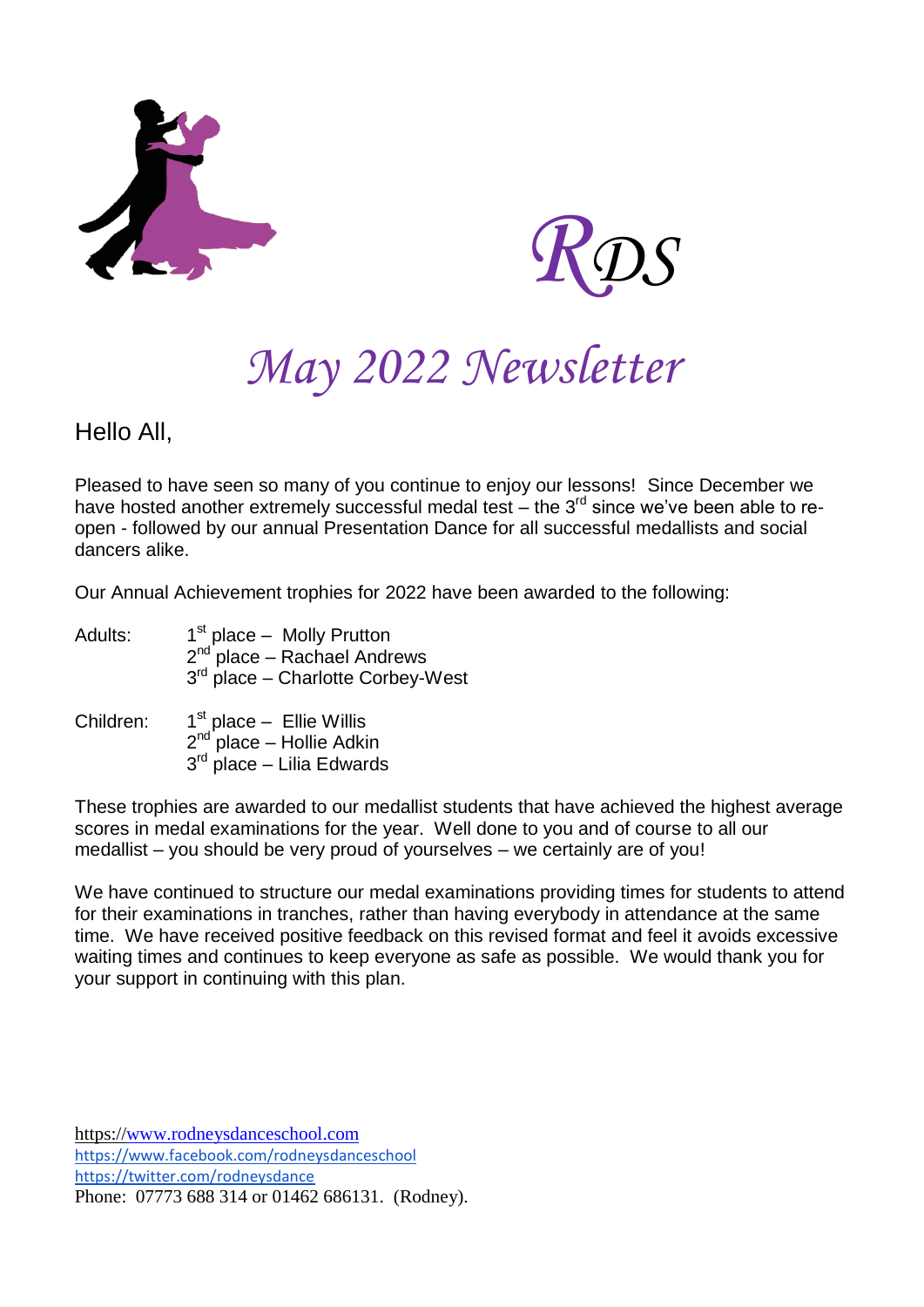*RDS*

# *May 2022 Newsletter*

Hello All,

Pleased to have seen so many of you continue to enjoy our lessons! Since December we have hosted another extremely successful medal test – the 3rd since we've been able to re-open - followed by our annual Presentation Dance for all successful medallists and social dancers alike.

Our Annual Achievement trophies for 2022 have been awarded to the following:

Adults:
- 1st place – Molly Prutton
- 2nd place – Rachael Andrews
- 3rd place – Charlotte Corbey-West

Children:
- 1st place – Ellie Willis
- 2nd place – Hollie Adkin
- 3rd place – Lilia Edwards

These trophies are awarded to our medallist students that have achieved the highest average scores in medal examinations for the year. Well done to you and of course to all our medallist – you should be very proud of yourselves – we certainly are of you!

We have continued to structure our medal examinations providing times for students to attend for their examinations in tranches, rather than having everybody in attendance at the same time. We have received positive feedback on this revised format and feel it avoids excessive waiting times and continues to keep everyone as safe as possible. We would thank you for your support in continuing with this plan.

https://www.rodneysdanceschool.com
https://www.facebook.com/rodneysdanceschool
https://twitter.com/rodneysdance
Phone: 07773 688 314 or 01462 686131. (Rodney).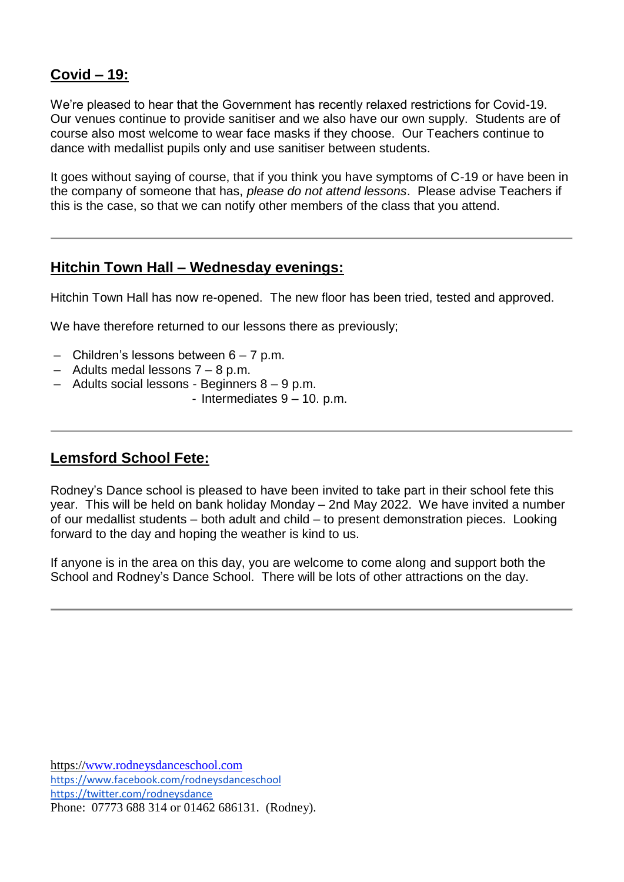## **Covid – 19:**

We're pleased to hear that the Government has recently relaxed restrictions for Covid-19. Our venues continue to provide sanitiser and we also have our own supply. Students are of course also most welcome to wear face masks if they choose. Our Teachers continue to dance with medallist pupils only and use sanitiser between students.

It goes without saying of course, that if you think you have symptoms of C-19 or have been in the company of someone that has, *please do not attend lessons*. Please advise Teachers if this is the case, so that we can notify other members of the class that you attend.

---

## **Hitchin Town Hall – Wednesday evenings:**

Hitchin Town Hall has now re-opened. The new floor has been tried, tested and approved.

We have therefore returned to our lessons there as previously;

- Children's lessons between 6 – 7 p.m.
- Adults medal lessons 7 – 8 p.m.
- Adults social lessons - Beginners 8 – 9 p.m.
  - Intermediates 9 – 10. p.m.

---

## **Lemsford School Fete:**

Rodney's Dance school is pleased to have been invited to take part in their school fete this year. This will be held on bank holiday Monday – 2nd May 2022. We have invited a number of our medallist students – both adult and child – to present demonstration pieces. Looking forward to the day and hoping the weather is kind to us.

If anyone is in the area on this day, you are welcome to come along and support both the School and Rodney's Dance School. There will be lots of other attractions on the day.

---

https://www.rodneysdanceschool.com
https://www.facebook.com/rodneysdanceschool
https://twitter.com/rodneysdance
Phone: 07773 688 314 or 01462 686131. (Rodney).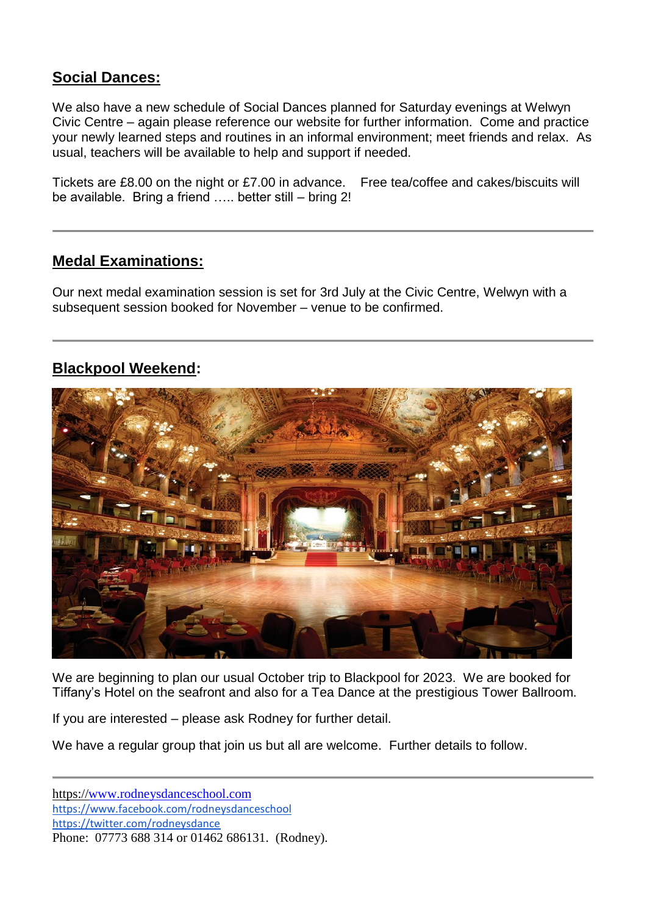## Social Dances:

We also have a new schedule of Social Dances planned for Saturday evenings at Welwyn Civic Centre – again please reference our website for further information. Come and practice your newly learned steps and routines in an informal environment; meet friends and relax. As usual, teachers will be available to help and support if needed.

Tickets are £8.00 on the night or £7.00 in advance. Free tea/coffee and cakes/biscuits will be available. Bring a friend ….. better still – bring 2!

---

## Medal Examinations:

Our next medal examination session is set for 3rd July at the Civic Centre, Welwyn with a subsequent session booked for November – venue to be confirmed.

---

## Blackpool Weekend:

We are beginning to plan our usual October trip to Blackpool for 2023. We are booked for Tiffany's Hotel on the seafront and also for a Tea Dance at the prestigious Tower Ballroom.

If you are interested – please ask Rodney for further detail.

We have a regular group that join us but all are welcome. Further details to follow.

---

https://www.rodneysdanceschool.com
https://www.facebook.com/rodneysdanceschool
https://twitter.com/rodneysdance
Phone: 07773 688 314 or 01462 686131. (Rodney).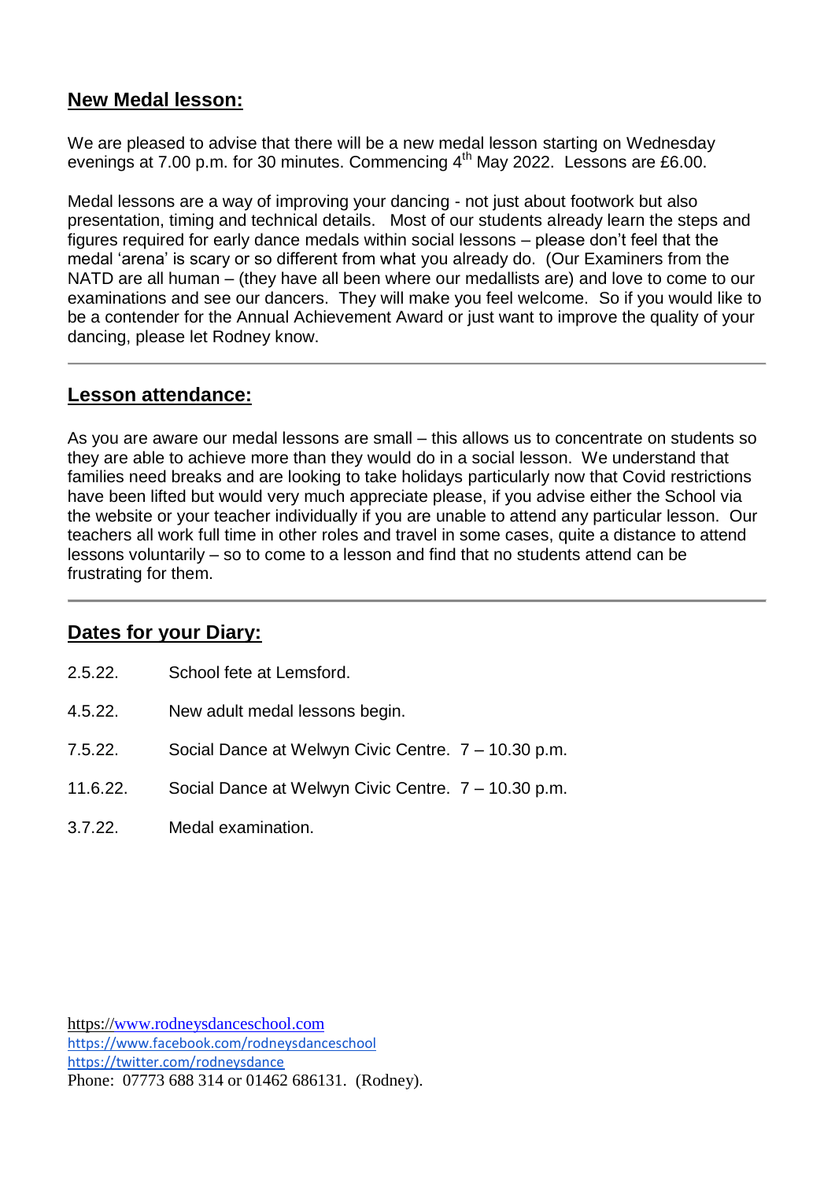## **New Medal lesson:**

We are pleased to advise that there will be a new medal lesson starting on Wednesday evenings at 7.00 p.m. for 30 minutes. Commencing 4th May 2022. Lessons are £6.00.

Medal lessons are a way of improving your dancing - not just about footwork but also presentation, timing and technical details. Most of our students already learn the steps and figures required for early dance medals within social lessons – please don't feel that the medal 'arena' is scary or so different from what you already do. (Our Examiners from the NATD are all human – (they have all been where our medallists are) and love to come to our examinations and see our dancers. They will make you feel welcome. So if you would like to be a contender for the Annual Achievement Award or just want to improve the quality of your dancing, please let Rodney know.

---

## **Lesson attendance:**

As you are aware our medal lessons are small – this allows us to concentrate on students so they are able to achieve more than they would do in a social lesson. We understand that families need breaks and are looking to take holidays particularly now that Covid restrictions have been lifted but would very much appreciate please, if you advise either the School via the website or your teacher individually if you are unable to attend any particular lesson. Our teachers all work full time in other roles and travel in some cases, quite a distance to attend lessons voluntarily – so to come to a lesson and find that no students attend can be frustrating for them.

---

## **Dates for your Diary:**

2.5.22. School fete at Lemsford.

4.5.22. New adult medal lessons begin.

7.5.22. Social Dance at Welwyn Civic Centre. 7 – 10.30 p.m.

11.6.22. Social Dance at Welwyn Civic Centre. 7 – 10.30 p.m.

3.7.22. Medal examination.

https://www.rodneysdanceschool.com
https://www.facebook.com/rodneysdanceschool
https://twitter.com/rodneysdance
Phone: 07773 688 314 or 01462 686131. (Rodney).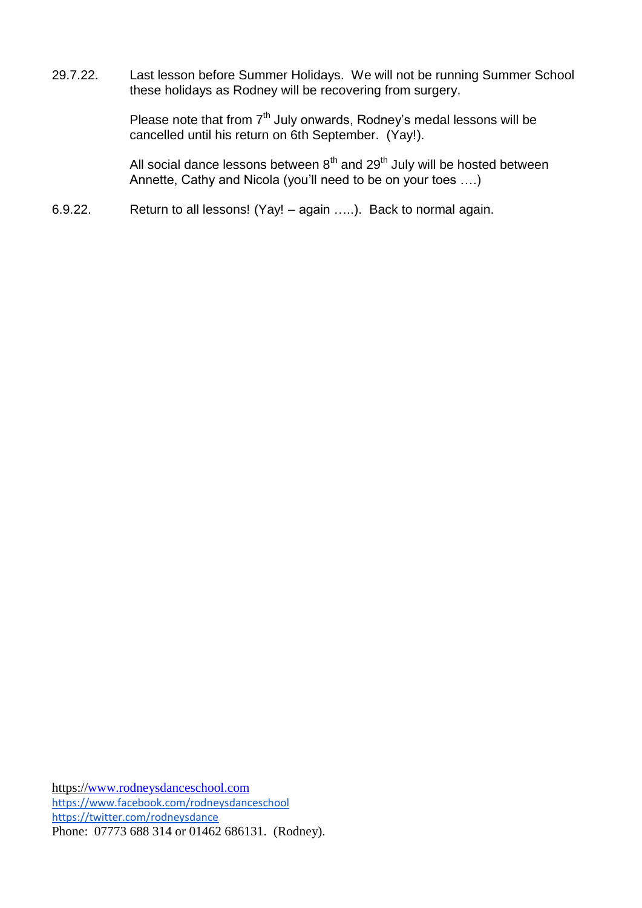29.7.22. Last lesson before Summer Holidays. We will not be running Summer School these holidays as Rodney will be recovering from surgery.

Please note that from 7th July onwards, Rodney's medal lessons will be cancelled until his return on 6th September. (Yay!).

All social dance lessons between 8th and 29th July will be hosted between Annette, Cathy and Nicola (you'll need to be on your toes ….)

6.9.22. Return to all lessons! (Yay! – again …..). Back to normal again.

https://www.rodneysdanceschool.com
https://www.facebook.com/rodneysdanceschool
https://twitter.com/rodneysdance
Phone: 07773 688 314 or 01462 686131. (Rodney).